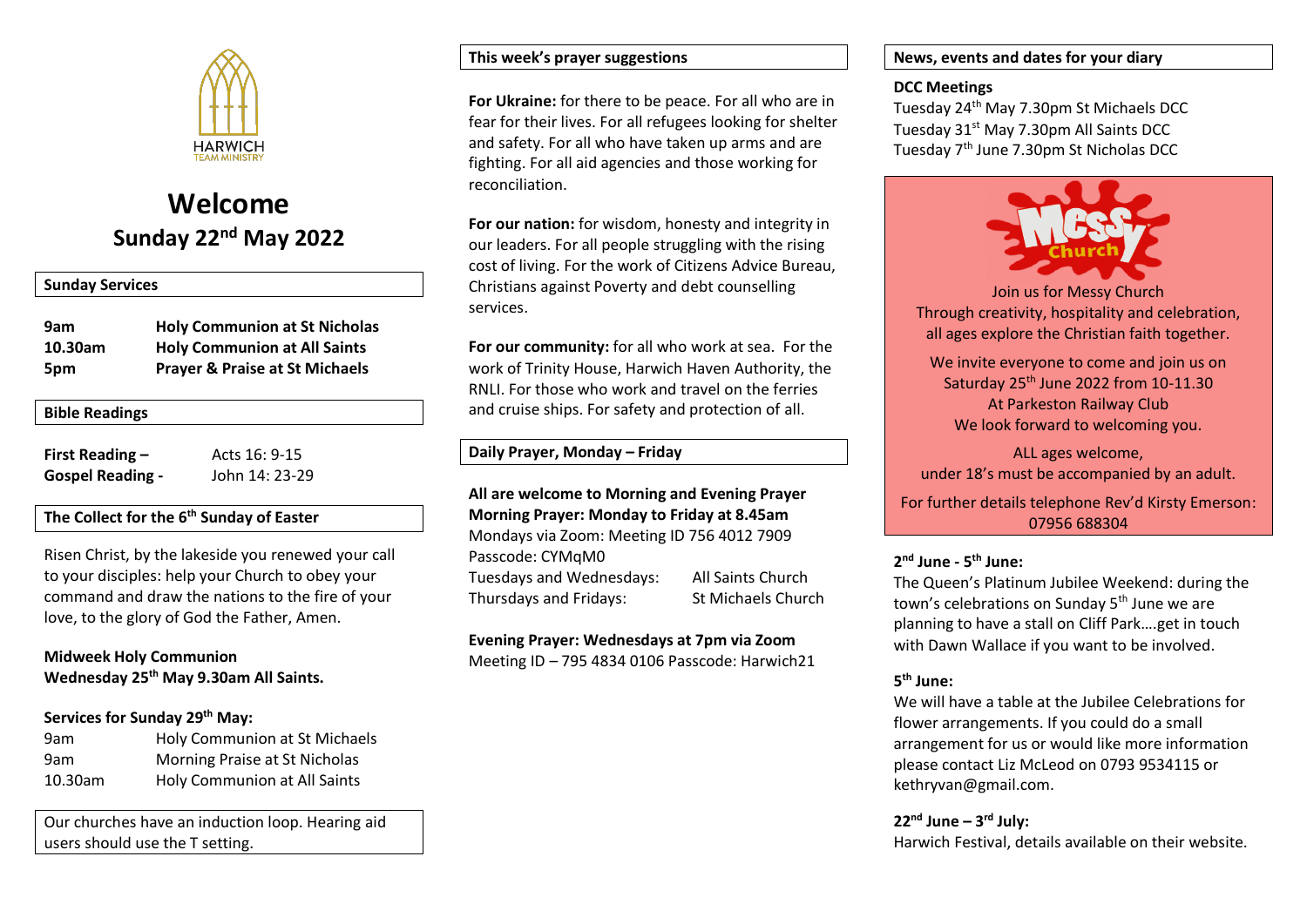HARWICH TEAM MINISTRY

# Welcome

## Sunday 22nd May 2022

### Sunday Services

| | |
|---|---|
| **9am** | **Holy Communion at St Nicholas** |
| **10.30am** | **Holy Communion at All Saints** |
| **5pm** | **Prayer & Praise at St Michaels** |

### Bible Readings

**First Reading –** Acts 16: 9-15
**Gospel Reading -** John 14: 23-29

### The Collect for the 6th Sunday of Easter

Risen Christ, by the lakeside you renewed your call to your disciples: help your Church to obey your command and draw the nations to the fire of your love, to the glory of God the Father, Amen.

**Midweek Holy Communion**
**Wednesday 25th May 9.30am All Saints.**

**Services for Sunday 29th May:**

| | |
|---|---|
| 9am | Holy Communion at St Michaels |
| 9am | Morning Praise at St Nicholas |
| 10.30am | Holy Communion at All Saints |

Our churches have an induction loop. Hearing aid users should use the T setting.

### This week's prayer suggestions

**For Ukraine:** for there to be peace. For all who are in fear for their lives. For all refugees looking for shelter and safety. For all who have taken up arms and are fighting. For all aid agencies and those working for reconciliation.

**For our nation:** for wisdom, honesty and integrity in our leaders. For all people struggling with the rising cost of living. For the work of Citizens Advice Bureau, Christians against Poverty and debt counselling services.

**For our community:** for all who work at sea. For the work of Trinity House, Harwich Haven Authority, the RNLI. For those who work and travel on the ferries and cruise ships. For safety and protection of all.

### Daily Prayer, Monday – Friday

**All are welcome to Morning and Evening Prayer**
**Morning Prayer: Monday to Friday at 8.45am**
Mondays via Zoom: Meeting ID 756 4012 7909
Passcode: CYMqM0

| | |
|---|---|
| Tuesdays and Wednesdays: | All Saints Church |
| Thursdays and Fridays: | St Michaels Church |

**Evening Prayer: Wednesdays at 7pm via Zoom**
Meeting ID – 795 4834 0106 Passcode: Harwich21

### News, events and dates for your diary

**DCC Meetings**
Tuesday 24th May 7.30pm St Michaels DCC
Tuesday 31st May 7.30pm All Saints DCC
Tuesday 7th June 7.30pm St Nicholas DCC

**Messy Church**

Join us for Messy Church
Through creativity, hospitality and celebration, all ages explore the Christian faith together.

We invite everyone to come and join us on Saturday 25th June 2022 from 10-11.30
At Parkeston Railway Club
We look forward to welcoming you.

ALL ages welcome,
under 18's must be accompanied by an adult.

For further details telephone Rev'd Kirsty Emerson: 07956 688304

**2nd June - 5th June:**
The Queen's Platinum Jubilee Weekend: during the town's celebrations on Sunday 5th June we are planning to have a stall on Cliff Park….get in touch with Dawn Wallace if you want to be involved.

**5th June:**
We will have a table at the Jubilee Celebrations for flower arrangements. If you could do a small arrangement for us or would like more information please contact Liz McLeod on 0793 9534115 or kethryvan@gmail.com.

**22nd June – 3rd July:**
Harwich Festival, details available on their website.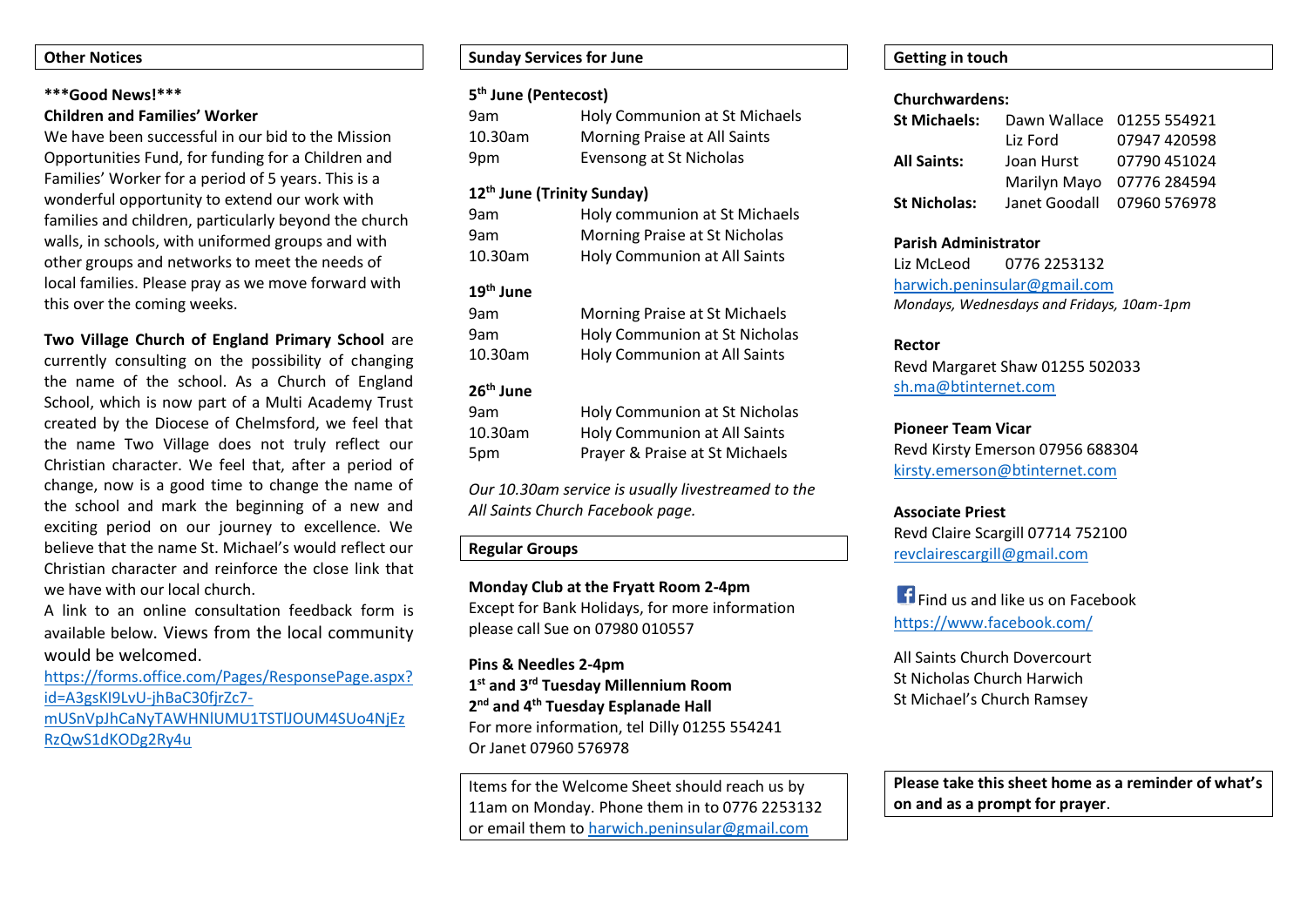## Other Notices

**\*\*\*Good News!\*\*\***

**Children and Families' Worker**

We have been successful in our bid to the Mission Opportunities Fund, for funding for a Children and Families' Worker for a period of 5 years. This is a wonderful opportunity to extend our work with families and children, particularly beyond the church walls, in schools, with uniformed groups and with other groups and networks to meet the needs of local families. Please pray as we move forward with this over the coming weeks.

**Two Village Church of England Primary School** are currently consulting on the possibility of changing the name of the school. As a Church of England School, which is now part of a Multi Academy Trust created by the Diocese of Chelmsford, we feel that the name Two Village does not truly reflect our Christian character. We feel that, after a period of change, now is a good time to change the name of the school and mark the beginning of a new and exciting period on our journey to excellence. We believe that the name St. Michael's would reflect our Christian character and reinforce the close link that we have with our local church.

A link to an online consultation feedback form is available below. Views from the local community would be welcomed.

https://forms.office.com/Pages/ResponsePage.aspx?id=A3gsKI9LvU-jhBaC30fjrZc7-mUSnVpJhCaNyTAWHNlUMU1TSTlJOUM4SUo4NjEzRzQwS1dKODg2Ry4u

## Sunday Services for June

**5th June (Pentecost)**

| | |
|---|---|
| 9am | Holy Communion at St Michaels |
| 10.30am | Morning Praise at All Saints |
| 9pm | Evensong at St Nicholas |

**12th June (Trinity Sunday)**

| | |
|---|---|
| 9am | Holy communion at St Michaels |
| 9am | Morning Praise at St Nicholas |
| 10.30am | Holy Communion at All Saints |

**19th June**

| | |
|---|---|
| 9am | Morning Praise at St Michaels |
| 9am | Holy Communion at St Nicholas |
| 10.30am | Holy Communion at All Saints |

**26th June**

| | |
|---|---|
| 9am | Holy Communion at St Nicholas |
| 10.30am | Holy Communion at All Saints |
| 5pm | Prayer & Praise at St Michaels |

*Our 10.30am service is usually livestreamed to the All Saints Church Facebook page.*

## Regular Groups

**Monday Club at the Fryatt Room 2-4pm**

Except for Bank Holidays, for more information please call Sue on 07980 010557

**Pins & Needles 2-4pm**

**1st and 3rd Tuesday Millennium Room**

**2nd and 4th Tuesday Esplanade Hall**

For more information, tel Dilly 01255 554241

Or Janet 07960 576978

Items for the Welcome Sheet should reach us by 11am on Monday. Phone them in to 0776 2253132 or email them to harwich.peninsular@gmail.com

## Getting in touch

**Churchwardens:**

| | | |
|---|---|---|
| **St Michaels:** | Dawn Wallace | 01255 554921 |
| | Liz Ford | 07947 420598 |
| **All Saints:** | Joan Hurst | 07790 451024 |
| | Marilyn Mayo | 07776 284594 |
| **St Nicholas:** | Janet Goodall | 07960 576978 |

**Parish Administrator**

Liz McLeod 0776 2253132

harwich.peninsular@gmail.com

*Mondays, Wednesdays and Fridays, 10am-1pm*

**Rector**

Revd Margaret Shaw 01255 502033

sh.ma@btinternet.com

**Pioneer Team Vicar**

Revd Kirsty Emerson 07956 688304

kirsty.emerson@btinternet.com

**Associate Priest**

Revd Claire Scargill 07714 752100

revclairescargill@gmail.com

Find us and like us on Facebook

https://www.facebook.com/

All Saints Church Dovercourt

St Nicholas Church Harwich

St Michael's Church Ramsey

**Please take this sheet home as a reminder of what's on and as a prompt for prayer**.